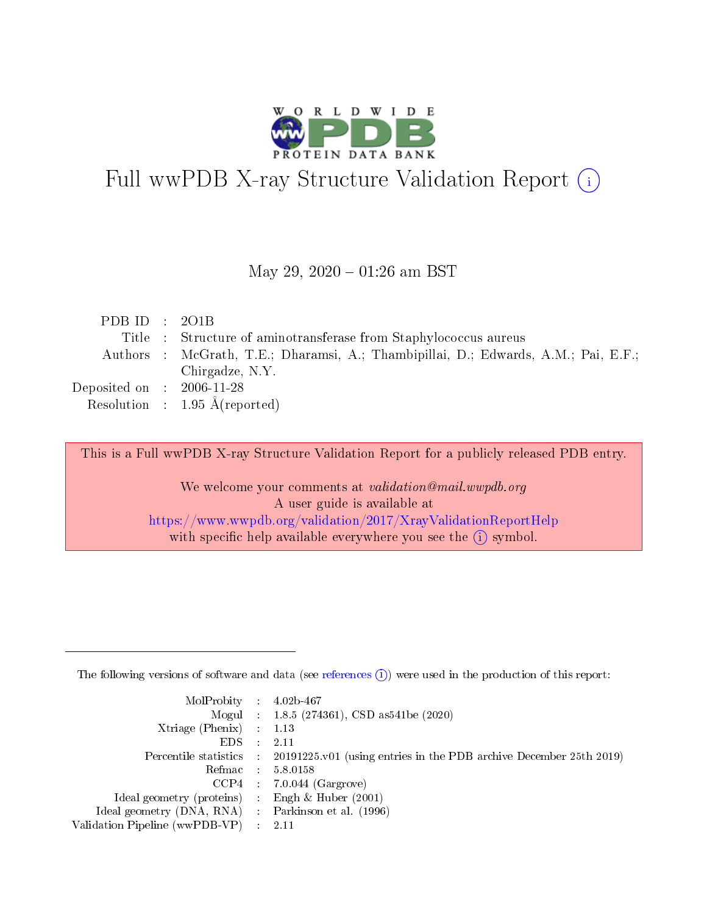# Full wwPDB X-ray Structure Validation Report ⓘ

May 29, 2020 – 01:26 am BST

| | | |
|---|---|---|
| PDB ID | : | 2O1B |
| Title | : | Structure of aminotransferase from Staphylococcus aureus |
| Authors | : | McGrath, T.E.; Dharamsi, A.; Thambipillai, D.; Edwards, A.M.; Pai, E.F.; Chirgadze, N.Y. |
| Deposited on | : | 2006-11-28 |
| Resolution | : | 1.95 Å(reported) |

This is a Full wwPDB X-ray Structure Validation Report for a publicly released PDB entry.

We welcome your comments at *validation@mail.wwpdb.org*
A user guide is available at
https://www.wwpdb.org/validation/2017/XrayValidationReportHelp
with specific help available everywhere you see the ⓘ symbol.

---

The following versions of software and data (see references ⓘ) were used in the production of this report:

| | | |
|---|---|---|
| MolProbity | : | 4.02b-467 |
| Mogul | : | 1.8.5 (274361), CSD as541be (2020) |
| Xtriage (Phenix) | : | 1.13 |
| EDS | : | 2.11 |
| Percentile statistics | : | 20191225.v01 (using entries in the PDB archive December 25th 2019) |
| Refmac | : | 5.8.0158 |
| CCP4 | : | 7.0.044 (Gargrove) |
| Ideal geometry (proteins) | : | Engh & Huber (2001) |
| Ideal geometry (DNA, RNA) | : | Parkinson et al. (1996) |
| Validation Pipeline (wwPDB-VP) | : | 2.11 |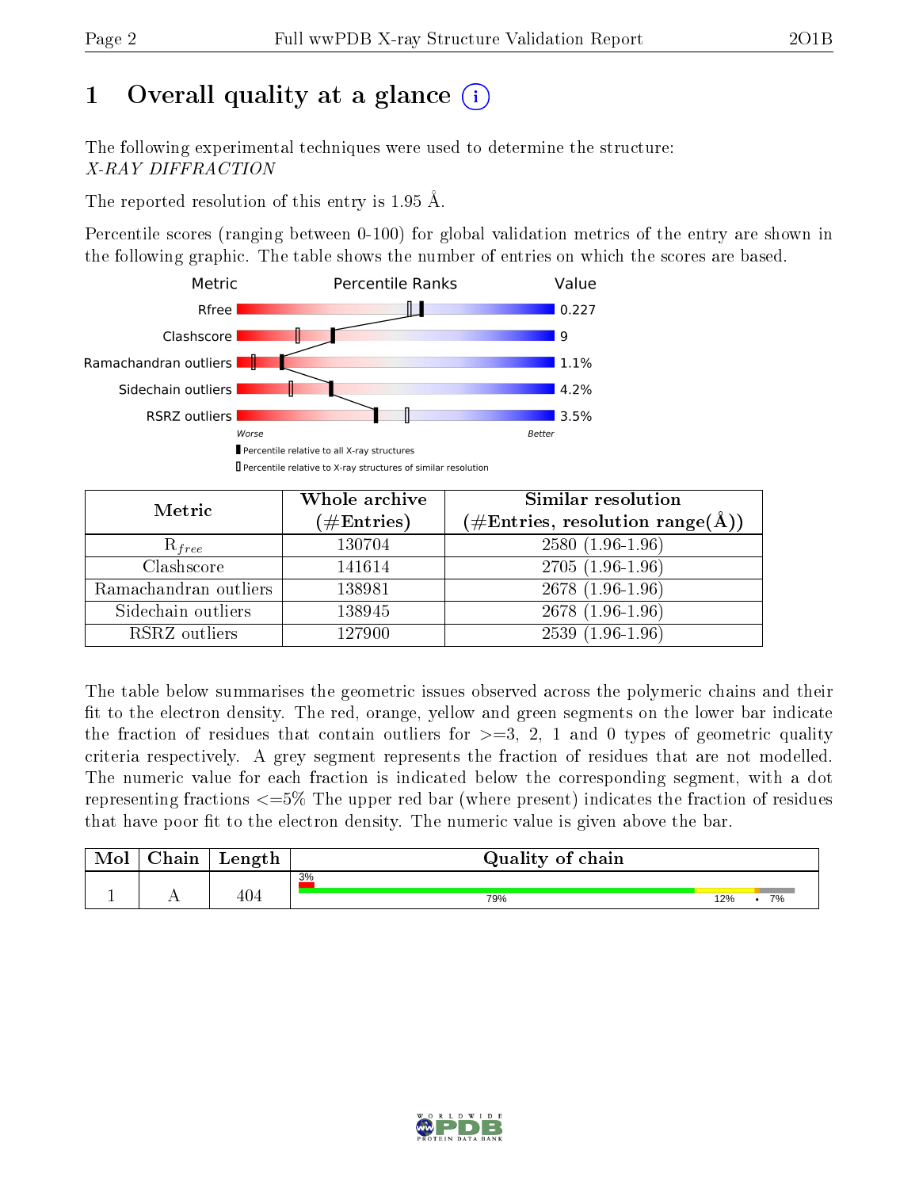# 1 Overall quality at a glance

The following experimental techniques were used to determine the structure:
*X-RAY DIFFRACTION*

The reported resolution of this entry is 1.95 Å.

Percentile scores (ranging between 0-100) for global validation metrics of the entry are shown in the following graphic. The table shows the number of entries on which the scores are based.

| Metric | Value |
|---|---|
| Rfree | 0.227 |
| Clashscore | 9 |
| Ramachandran outliers | 1.1% |
| Sidechain outliers | 4.2% |
| RSRZ outliers | 3.5% |

Worse — Better

▮ Percentile relative to all X-ray structures
▯ Percentile relative to X-ray structures of similar resolution

| Metric | Whole archive (#Entries) | Similar resolution (#Entries, resolution range(Å)) |
|---|---|---|
| $R_{free}$ | 130704 | 2580 (1.96-1.96) |
| Clashscore | 141614 | 2705 (1.96-1.96) |
| Ramachandran outliers | 138981 | 2678 (1.96-1.96) |
| Sidechain outliers | 138945 | 2678 (1.96-1.96) |
| RSRZ outliers | 127900 | 2539 (1.96-1.96) |

The table below summarises the geometric issues observed across the polymeric chains and their fit to the electron density. The red, orange, yellow and green segments on the lower bar indicate the fraction of residues that contain outliers for >=3, 2, 1 and 0 types of geometric quality criteria respectively. A grey segment represents the fraction of residues that are not modelled. The numeric value for each fraction is indicated below the corresponding segment, with a dot representing fractions <=5% The upper red bar (where present) indicates the fraction of residues that have poor fit to the electron density. The numeric value is given above the bar.

| Mol | Chain | Length | Quality of chain |
|---|---|---|---|
| 1 | A | 404 | 3% (poor fit); 79%, 12%, •, 7% |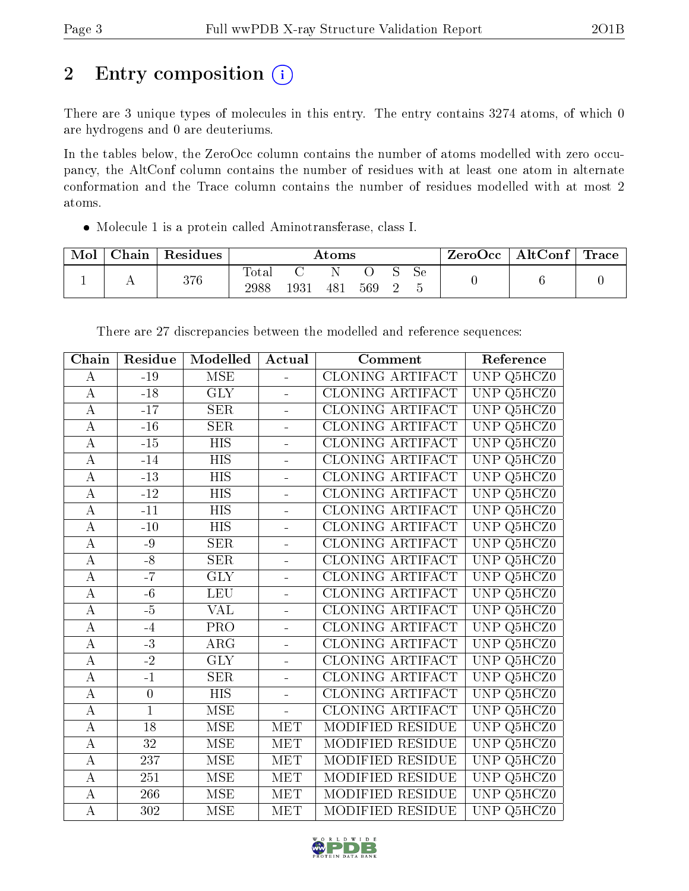# 2 Entry composition

There are 3 unique types of molecules in this entry. The entry contains 3274 atoms, of which 0 are hydrogens and 0 are deuteriums.

In the tables below, the ZeroOcc column contains the number of atoms modelled with zero occupancy, the AltConf column contains the number of residues with at least one atom in alternate conformation and the Trace column contains the number of residues modelled with at most 2 atoms.

- Molecule 1 is a protein called Aminotransferase, class I.

| Mol | Chain | Residues | Atoms | | | | | | ZeroOcc | AltConf | Trace |
|---|---|---|---|---|---|---|---|---|---|---|---|
| | | | Total | C | N | O | S | Se | | | |
| 1 | A | 376 | 2988 | 1931 | 481 | 569 | 2 | 5 | 0 | 6 | 0 |

There are 27 discrepancies between the modelled and reference sequences:

| Chain | Residue | Modelled | Actual | Comment | Reference |
|---|---|---|---|---|---|
| A | -19 | MSE | - | CLONING ARTIFACT | UNP Q5HCZ0 |
| A | -18 | GLY | - | CLONING ARTIFACT | UNP Q5HCZ0 |
| A | -17 | SER | - | CLONING ARTIFACT | UNP Q5HCZ0 |
| A | -16 | SER | - | CLONING ARTIFACT | UNP Q5HCZ0 |
| A | -15 | HIS | - | CLONING ARTIFACT | UNP Q5HCZ0 |
| A | -14 | HIS | - | CLONING ARTIFACT | UNP Q5HCZ0 |
| A | -13 | HIS | - | CLONING ARTIFACT | UNP Q5HCZ0 |
| A | -12 | HIS | - | CLONING ARTIFACT | UNP Q5HCZ0 |
| A | -11 | HIS | - | CLONING ARTIFACT | UNP Q5HCZ0 |
| A | -10 | HIS | - | CLONING ARTIFACT | UNP Q5HCZ0 |
| A | -9 | SER | - | CLONING ARTIFACT | UNP Q5HCZ0 |
| A | -8 | SER | - | CLONING ARTIFACT | UNP Q5HCZ0 |
| A | -7 | GLY | - | CLONING ARTIFACT | UNP Q5HCZ0 |
| A | -6 | LEU | - | CLONING ARTIFACT | UNP Q5HCZ0 |
| A | -5 | VAL | - | CLONING ARTIFACT | UNP Q5HCZ0 |
| A | -4 | PRO | - | CLONING ARTIFACT | UNP Q5HCZ0 |
| A | -3 | ARG | - | CLONING ARTIFACT | UNP Q5HCZ0 |
| A | -2 | GLY | - | CLONING ARTIFACT | UNP Q5HCZ0 |
| A | -1 | SER | - | CLONING ARTIFACT | UNP Q5HCZ0 |
| A | 0 | HIS | - | CLONING ARTIFACT | UNP Q5HCZ0 |
| A | 1 | MSE | - | CLONING ARTIFACT | UNP Q5HCZ0 |
| A | 18 | MSE | MET | MODIFIED RESIDUE | UNP Q5HCZ0 |
| A | 32 | MSE | MET | MODIFIED RESIDUE | UNP Q5HCZ0 |
| A | 237 | MSE | MET | MODIFIED RESIDUE | UNP Q5HCZ0 |
| A | 251 | MSE | MET | MODIFIED RESIDUE | UNP Q5HCZ0 |
| A | 266 | MSE | MET | MODIFIED RESIDUE | UNP Q5HCZ0 |
| A | 302 | MSE | MET | MODIFIED RESIDUE | UNP Q5HCZ0 |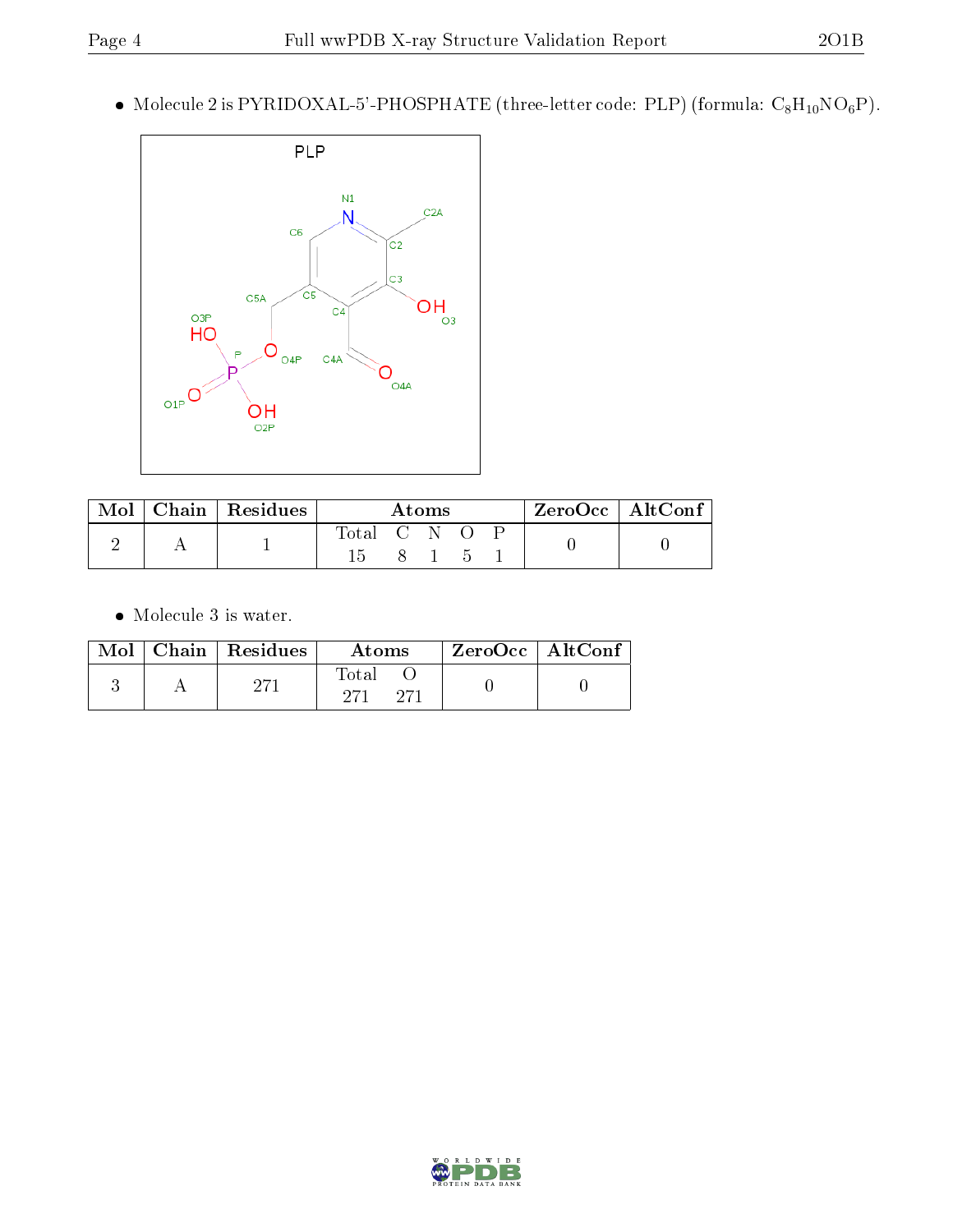- Molecule 2 is PYRIDOXAL-5'-PHOSPHATE (three-letter code: PLP) (formula: $C_8H_{10}NO_6P$).

| Mol | Chain | Residues | Atoms | | | | | ZeroOcc | AltConf |
|---|---|---|---|---|---|---|---|---|---|
| | | | Total | C | N | O | P | | |
| 2 | A | 1 | 15 | 8 | 1 | 5 | 1 | 0 | 0 |

- Molecule 3 is water.

| Mol | Chain | Residues | Atoms | | ZeroOcc | AltConf |
|---|---|---|---|---|---|---|
| | | | Total | O | | |
| 3 | A | 271 | 271 | 271 | 0 | 0 |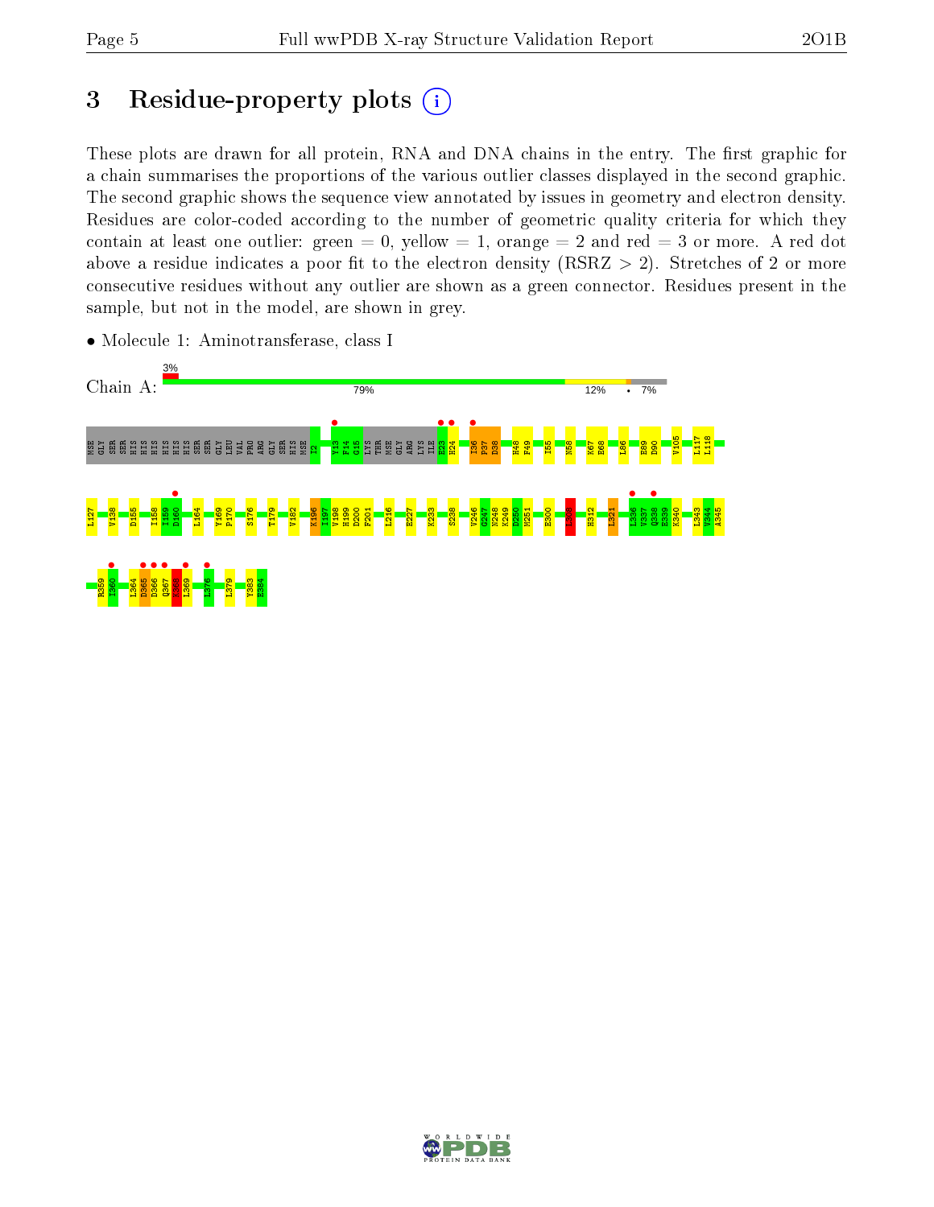# 3 Residue-property plots

These plots are drawn for all protein, RNA and DNA chains in the entry. The first graphic for a chain summarises the proportions of the various outlier classes displayed in the second graphic. The second graphic shows the sequence view annotated by issues in geometry and electron density. Residues are color-coded according to the number of geometric quality criteria for which they contain at least one outlier: green = 0, yellow = 1, orange = 2 and red = 3 or more. A red dot above a residue indicates a poor fit to the electron density (RSRZ > 2). Stretches of 2 or more consecutive residues without any outlier are shown as a green connector. Residues present in the sample, but not in the model, are shown in grey.

- Molecule 1: Aminotransferase, class I

Chain A: 3% | 79% | 12% | • | 7%

MSE GLY SER SER HIS HIS HIS HIS HIS HIS SER SER GLY LEU VAL PRO ARG GLY SER HIS MSE I2 Y13 F14 G15 LYS THR MSE GLY ARG LYS ILE E23 H24 I36 P37 D38 H48 F49 I55 N58 K67 E68 L86 E89 D90 V105 L117 L118

L127 V138 D155 I158 I159 D160 L164 Y169 P170 S176 T179 V182 K196 I197 V198 H199 D200 F201 L216 E227 K233 S238 V246 C247 N248 K249 D250 M251 E300 I308 H312 L321 I336 V337 Q338 E339 K340 L343 V344 A345

R359 I360 L364 D365 D366 Q367 K368 L369 L376 L379 Y383 E384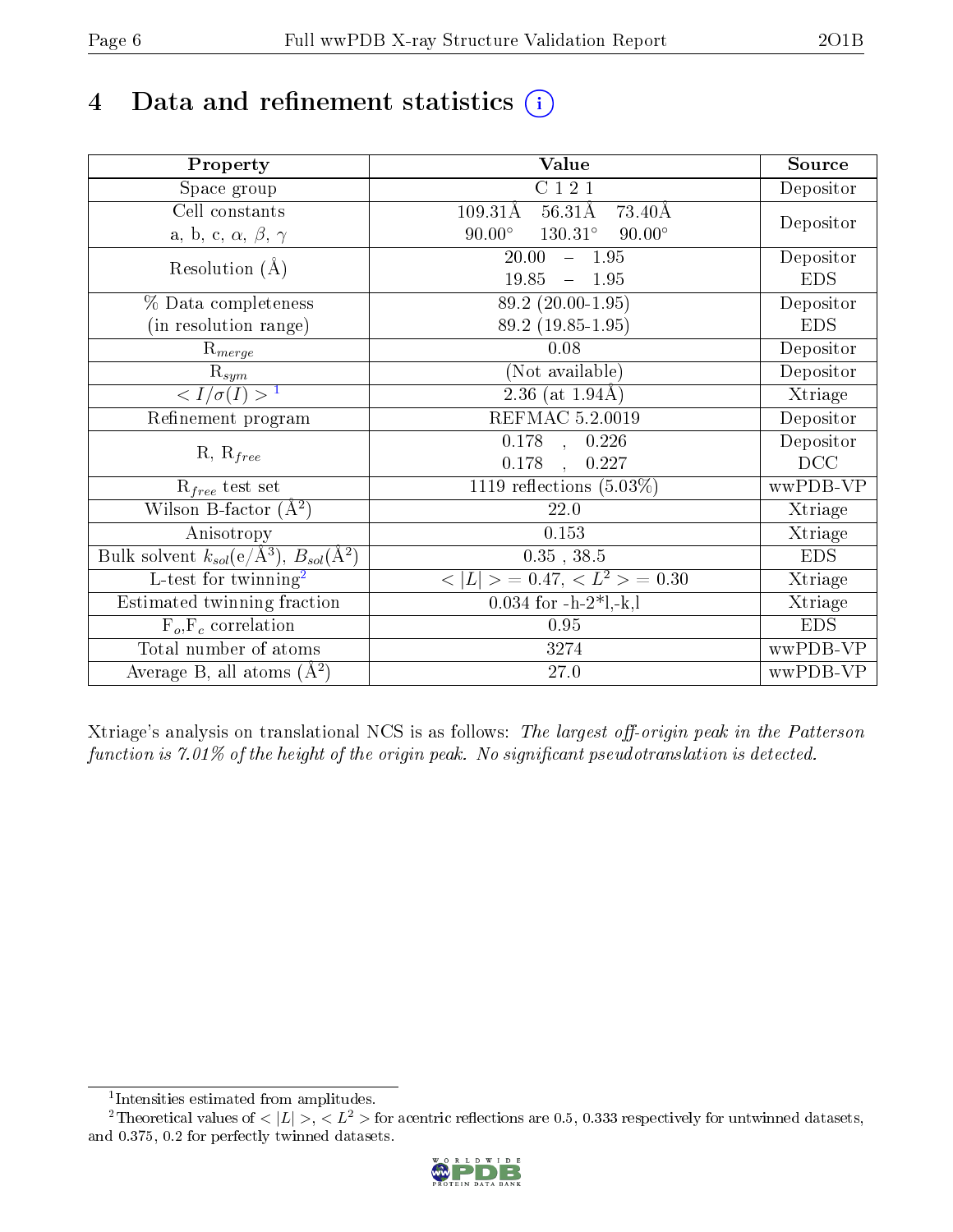# 4 Data and refinement statistics (i)

| Property | Value | Source |
|---|---|---|
| Space group | C 1 2 1 | Depositor |
| Cell constants<br>a, b, c, $\alpha$, $\beta$, $\gamma$ | 109.31Å 56.31Å 73.40Å<br>90.00° 130.31° 90.00° | Depositor |
| Resolution (Å) | 20.00 – 1.95<br>19.85 – 1.95 | Depositor<br>EDS |
| % Data completeness<br>(in resolution range) | 89.2 (20.00-1.95)<br>89.2 (19.85-1.95) | Depositor<br>EDS |
| $R_{merge}$ | 0.08 | Depositor |
| $R_{sym}$ | (Not available) | Depositor |
| $< I/\sigma(I) >$ [1] | 2.36 (at 1.94Å) | Xtriage |
| Refinement program | REFMAC 5.2.0019 | Depositor |
| R, $R_{free}$ | 0.178 , 0.226<br>0.178 , 0.227 | Depositor<br>DCC |
| $R_{free}$ test set | 1119 reflections (5.03%) | wwPDB-VP |
| Wilson B-factor (Å$^2$) | 22.0 | Xtriage |
| Anisotropy | 0.153 | Xtriage |
| Bulk solvent $k_{sol}$(e/Å$^3$), $B_{sol}$(Å$^2$) | 0.35 , 38.5 | EDS |
| L-test for twinning[2] | $< \lvert L \rvert >$ = 0.47, $< L^2 >$ = 0.30 | Xtriage |
| Estimated twinning fraction | 0.034 for -h-2*l,-k,l | Xtriage |
| $F_o$,$F_c$ correlation | 0.95 | EDS |
| Total number of atoms | 3274 | wwPDB-VP |
| Average B, all atoms (Å$^2$) | 27.0 | wwPDB-VP |

Xtriage's analysis on translational NCS is as follows: *The largest off-origin peak in the Patterson function is 7.01% of the height of the origin peak. No significant pseudotranslation is detected.*

[1] Intensities estimated from amplitudes.

[2] Theoretical values of $< \lvert L \rvert >$, $< L^2 >$ for acentric reflections are 0.5, 0.333 respectively for untwinned datasets, and 0.375, 0.2 for perfectly twinned datasets.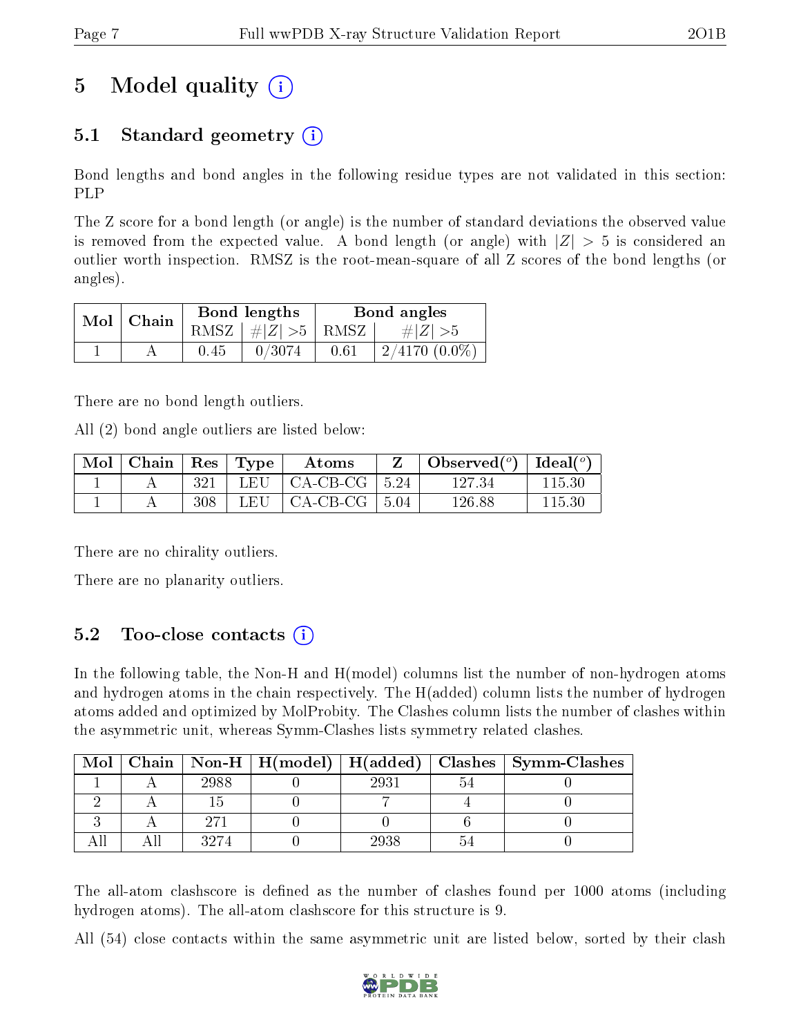# 5 Model quality (i)

## 5.1 Standard geometry (i)

Bond lengths and bond angles in the following residue types are not validated in this section: PLP

The Z score for a bond length (or angle) is the number of standard deviations the observed value is removed from the expected value. A bond length (or angle) with $|Z| > 5$ is considered an outlier worth inspection. RMSZ is the root-mean-square of all Z scores of the bond lengths (or angles).

| Mol | Chain | Bond lengths | | Bond angles | |
|---|---|---|---|---|---|
| | | RMSZ | $\#\|Z\| > 5$ | RMSZ | $\#\|Z\| > 5$ |
| 1 | A | 0.45 | 0/3074 | 0.61 | 2/4170 (0.0%) |

There are no bond length outliers.

All (2) bond angle outliers are listed below:

| Mol | Chain | Res | Type | Atoms | Z | Observed(°) | Ideal(°) |
|---|---|---|---|---|---|---|---|
| 1 | A | 321 | LEU | CA-CB-CG | 5.24 | 127.34 | 115.30 |
| 1 | A | 308 | LEU | CA-CB-CG | 5.04 | 126.88 | 115.30 |

There are no chirality outliers.

There are no planarity outliers.

## 5.2 Too-close contacts (i)

In the following table, the Non-H and H(model) columns list the number of non-hydrogen atoms and hydrogen atoms in the chain respectively. The H(added) column lists the number of hydrogen atoms added and optimized by MolProbity. The Clashes column lists the number of clashes within the asymmetric unit, whereas Symm-Clashes lists symmetry related clashes.

| Mol | Chain | Non-H | H(model) | H(added) | Clashes | Symm-Clashes |
|---|---|---|---|---|---|---|
| 1 | A | 2988 | 0 | 2931 | 54 | 0 |
| 2 | A | 15 | 0 | 7 | 4 | 0 |
| 3 | A | 271 | 0 | 0 | 6 | 0 |
| All | All | 3274 | 0 | 2938 | 54 | 0 |

The all-atom clashscore is defined as the number of clashes found per 1000 atoms (including hydrogen atoms). The all-atom clashscore for this structure is 9.

All (54) close contacts within the same asymmetric unit are listed below, sorted by their clash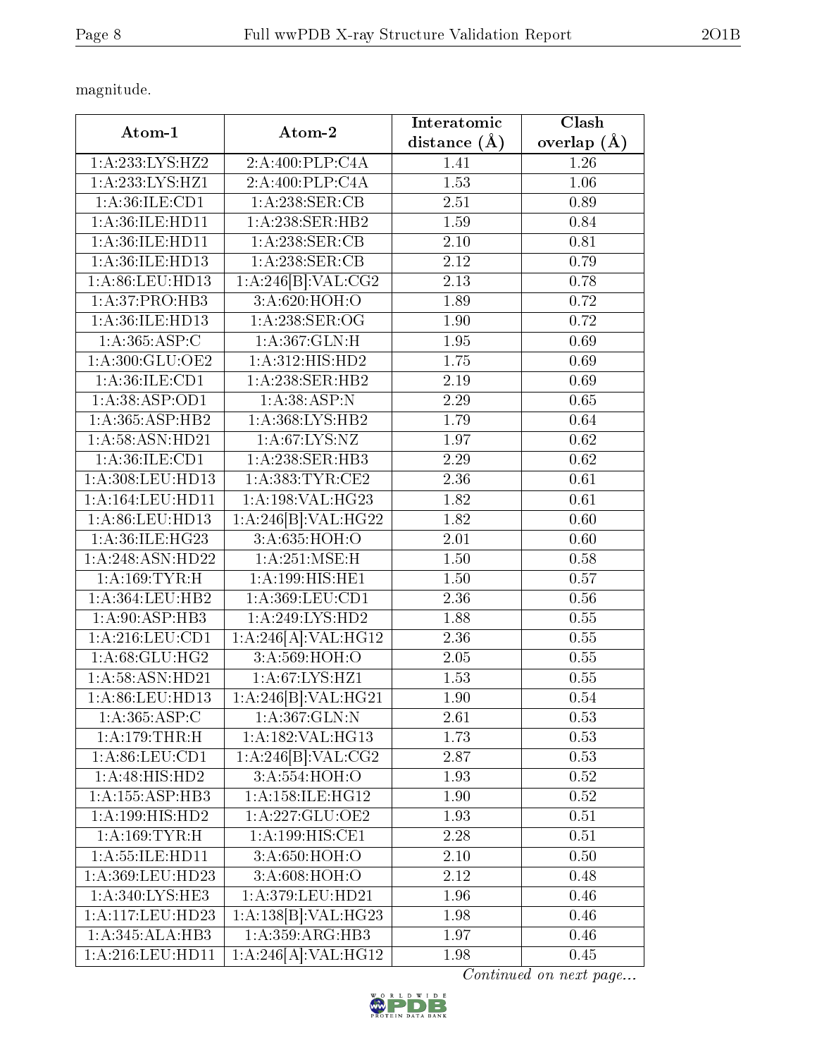magnitude.

| Atom-1 | Atom-2 | Interatomic distance (Å) | Clash overlap (Å) |
|---|---|---|---|
| 1:A:233:LYS:HZ2 | 2:A:400:PLP:C4A | 1.41 | 1.26 |
| 1:A:233:LYS:HZ1 | 2:A:400:PLP:C4A | 1.53 | 1.06 |
| 1:A:36:ILE:CD1 | 1:A:238:SER:CB | 2.51 | 0.89 |
| 1:A:36:ILE:HD11 | 1:A:238:SER:HB2 | 1.59 | 0.84 |
| 1:A:36:ILE:HD11 | 1:A:238:SER:CB | 2.10 | 0.81 |
| 1:A:36:ILE:HD13 | 1:A:238:SER:CB | 2.12 | 0.79 |
| 1:A:86:LEU:HD13 | 1:A:246[B]:VAL:CG2 | 2.13 | 0.78 |
| 1:A:37:PRO:HB3 | 3:A:620:HOH:O | 1.89 | 0.72 |
| 1:A:36:ILE:HD13 | 1:A:238:SER:OG | 1.90 | 0.72 |
| 1:A:365:ASP:C | 1:A:367:GLN:H | 1.95 | 0.69 |
| 1:A:300:GLU:OE2 | 1:A:312:HIS:HD2 | 1.75 | 0.69 |
| 1:A:36:ILE:CD1 | 1:A:238:SER:HB2 | 2.19 | 0.69 |
| 1:A:38:ASP:OD1 | 1:A:38:ASP:N | 2.29 | 0.65 |
| 1:A:365:ASP:HB2 | 1:A:368:LYS:HB2 | 1.79 | 0.64 |
| 1:A:58:ASN:HD21 | 1:A:67:LYS:NZ | 1.97 | 0.62 |
| 1:A:36:ILE:CD1 | 1:A:238:SER:HB3 | 2.29 | 0.62 |
| 1:A:308:LEU:HD13 | 1:A:383:TYR:CE2 | 2.36 | 0.61 |
| 1:A:164:LEU:HD11 | 1:A:198:VAL:HG23 | 1.82 | 0.61 |
| 1:A:86:LEU:HD13 | 1:A:246[B]:VAL:HG22 | 1.82 | 0.60 |
| 1:A:36:ILE:HG23 | 3:A:635:HOH:O | 2.01 | 0.60 |
| 1:A:248:ASN:HD22 | 1:A:251:MSE:H | 1.50 | 0.58 |
| 1:A:169:TYR:H | 1:A:199:HIS:HE1 | 1.50 | 0.57 |
| 1:A:364:LEU:HB2 | 1:A:369:LEU:CD1 | 2.36 | 0.56 |
| 1:A:90:ASP:HB3 | 1:A:249:LYS:HD2 | 1.88 | 0.55 |
| 1:A:216:LEU:CD1 | 1:A:246[A]:VAL:HG12 | 2.36 | 0.55 |
| 1:A:68:GLU:HG2 | 3:A:569:HOH:O | 2.05 | 0.55 |
| 1:A:58:ASN:HD21 | 1:A:67:LYS:HZ1 | 1.53 | 0.55 |
| 1:A:86:LEU:HD13 | 1:A:246[B]:VAL:HG21 | 1.90 | 0.54 |
| 1:A:365:ASP:C | 1:A:367:GLN:N | 2.61 | 0.53 |
| 1:A:179:THR:H | 1:A:182:VAL:HG13 | 1.73 | 0.53 |
| 1:A:86:LEU:CD1 | 1:A:246[B]:VAL:CG2 | 2.87 | 0.53 |
| 1:A:48:HIS:HD2 | 3:A:554:HOH:O | 1.93 | 0.52 |
| 1:A:155:ASP:HB3 | 1:A:158:ILE:HG12 | 1.90 | 0.52 |
| 1:A:199:HIS:HD2 | 1:A:227:GLU:OE2 | 1.93 | 0.51 |
| 1:A:169:TYR:H | 1:A:199:HIS:CE1 | 2.28 | 0.51 |
| 1:A:55:ILE:HD11 | 3:A:650:HOH:O | 2.10 | 0.50 |
| 1:A:369:LEU:HD23 | 3:A:608:HOH:O | 2.12 | 0.48 |
| 1:A:340:LYS:HE3 | 1:A:379:LEU:HD21 | 1.96 | 0.46 |
| 1:A:117:LEU:HD23 | 1:A:138[B]:VAL:HG23 | 1.98 | 0.46 |
| 1:A:345:ALA:HB3 | 1:A:359:ARG:HB3 | 1.97 | 0.46 |
| 1:A:216:LEU:HD11 | 1:A:246[A]:VAL:HG12 | 1.98 | 0.45 |

*Continued on next page...*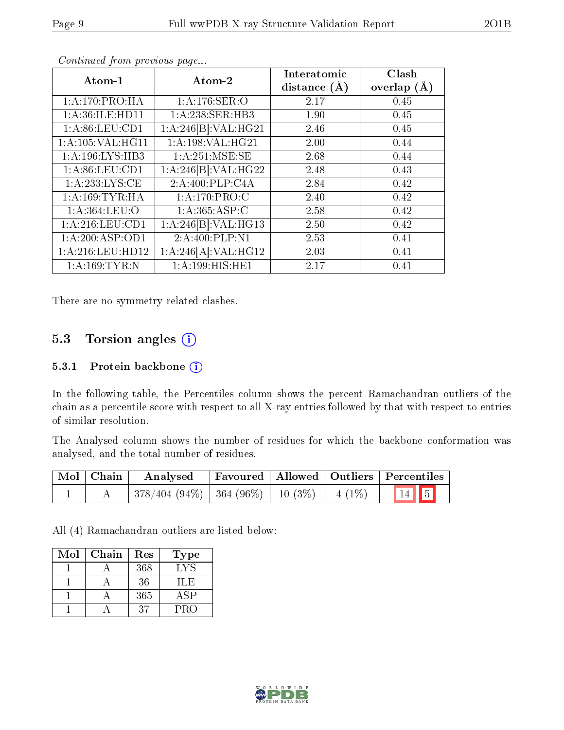*Continued from previous page...*

| Atom-1 | Atom-2 | Interatomic distance (Å) | Clash overlap (Å) |
|---|---|---|---|
| 1:A:170:PRO:HA | 1:A:176:SER:O | 2.17 | 0.45 |
| 1:A:36:ILE:HD11 | 1:A:238:SER:HB3 | 1.90 | 0.45 |
| 1:A:86:LEU:CD1 | 1:A:246[B]:VAL:HG21 | 2.46 | 0.45 |
| 1:A:105:VAL:HG11 | 1:A:198:VAL:HG21 | 2.00 | 0.44 |
| 1:A:196:LYS:HB3 | 1:A:251:MSE:SE | 2.68 | 0.44 |
| 1:A:86:LEU:CD1 | 1:A:246[B]:VAL:HG22 | 2.48 | 0.43 |
| 1:A:233:LYS:CE | 2:A:400:PLP:C4A | 2.84 | 0.42 |
| 1:A:169:TYR:HA | 1:A:170:PRO:C | 2.40 | 0.42 |
| 1:A:364:LEU:O | 1:A:365:ASP:C | 2.58 | 0.42 |
| 1:A:216:LEU:CD1 | 1:A:246[B]:VAL:HG13 | 2.50 | 0.42 |
| 1:A:200:ASP:OD1 | 2:A:400:PLP:N1 | 2.53 | 0.41 |
| 1:A:216:LEU:HD12 | 1:A:246[A]:VAL:HG12 | 2.03 | 0.41 |
| 1:A:169:TYR:N | 1:A:199:HIS:HE1 | 2.17 | 0.41 |

There are no symmetry-related clashes.

## 5.3 Torsion angles

### 5.3.1 Protein backbone

In the following table, the Percentiles column shows the percent Ramachandran outliers of the chain as a percentile score with respect to all X-ray entries followed by that with respect to entries of similar resolution.

The Analysed column shows the number of residues for which the backbone conformation was analysed, and the total number of residues.

| Mol | Chain | Analysed | Favoured | Allowed | Outliers | Percentiles | |
|---|---|---|---|---|---|---|---|
| 1 | A | 378/404 (94%) | 364 (96%) | 10 (3%) | 4 (1%) | 14 | 5 |

All (4) Ramachandran outliers are listed below:

| Mol | Chain | Res | Type |
|---|---|---|---|
| 1 | A | 368 | LYS |
| 1 | A | 36 | ILE |
| 1 | A | 365 | ASP |
| 1 | A | 37 | PRO |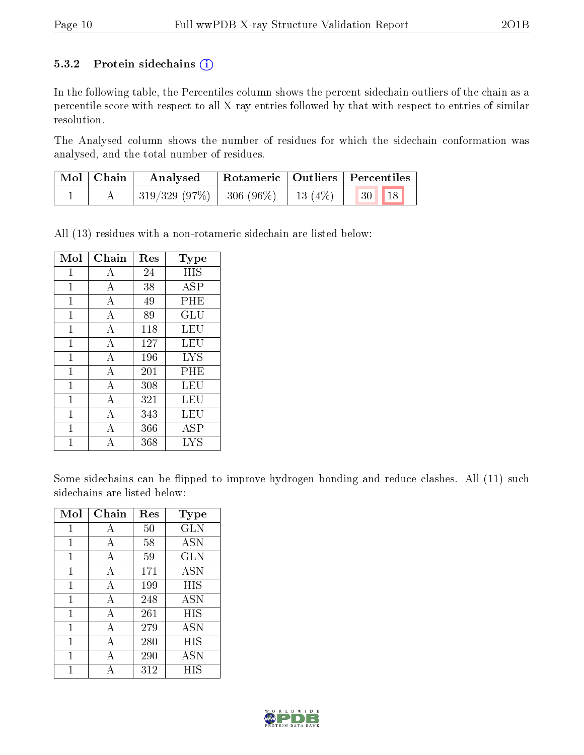### 5.3.2 Protein sidechains (i)

In the following table, the Percentiles column shows the percent sidechain outliers of the chain as a percentile score with respect to all X-ray entries followed by that with respect to entries of similar resolution.

The Analysed column shows the number of residues for which the sidechain conformation was analysed, and the total number of residues.

| Mol | Chain | Analysed | Rotameric | Outliers | Percentiles | |
|---|---|---|---|---|---|---|
| 1 | A | 319/329 (97%) | 306 (96%) | 13 (4%) | 30 | 18 |

All (13) residues with a non-rotameric sidechain are listed below:

| Mol | Chain | Res | Type |
|---|---|---|---|
| 1 | A | 24 | HIS |
| 1 | A | 38 | ASP |
| 1 | A | 49 | PHE |
| 1 | A | 89 | GLU |
| 1 | A | 118 | LEU |
| 1 | A | 127 | LEU |
| 1 | A | 196 | LYS |
| 1 | A | 201 | PHE |
| 1 | A | 308 | LEU |
| 1 | A | 321 | LEU |
| 1 | A | 343 | LEU |
| 1 | A | 366 | ASP |
| 1 | A | 368 | LYS |

Some sidechains can be flipped to improve hydrogen bonding and reduce clashes. All (11) such sidechains are listed below:

| Mol | Chain | Res | Type |
|---|---|---|---|
| 1 | A | 50 | GLN |
| 1 | A | 58 | ASN |
| 1 | A | 59 | GLN |
| 1 | A | 171 | ASN |
| 1 | A | 199 | HIS |
| 1 | A | 248 | ASN |
| 1 | A | 261 | HIS |
| 1 | A | 279 | ASN |
| 1 | A | 280 | HIS |
| 1 | A | 290 | ASN |
| 1 | A | 312 | HIS |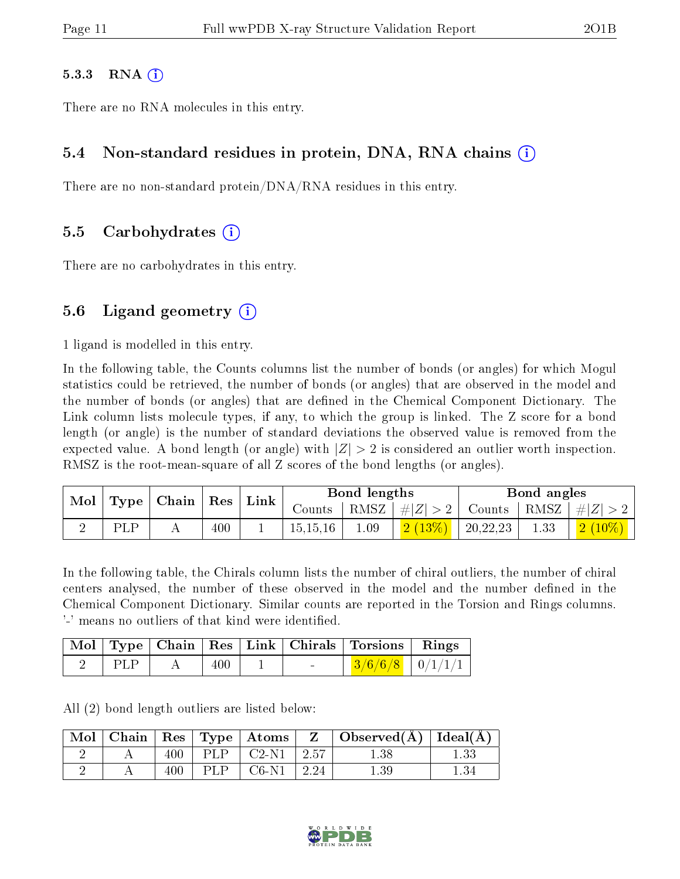#### 5.3.3 RNA

There are no RNA molecules in this entry.

### 5.4 Non-standard residues in protein, DNA, RNA chains

There are no non-standard protein/DNA/RNA residues in this entry.

### 5.5 Carbohydrates

There are no carbohydrates in this entry.

### 5.6 Ligand geometry

1 ligand is modelled in this entry.

In the following table, the Counts columns list the number of bonds (or angles) for which Mogul statistics could be retrieved, the number of bonds (or angles) that are observed in the model and the number of bonds (or angles) that are defined in the Chemical Component Dictionary. The Link column lists molecule types, if any, to which the group is linked. The Z score for a bond length (or angle) is the number of standard deviations the observed value is removed from the expected value. A bond length (or angle) with $|Z| > 2$ is considered an outlier worth inspection. RMSZ is the root-mean-square of all Z scores of the bond lengths (or angles).

| Mol | Type | Chain | Res | Link | Bond lengths | | | Bond angles | | |
|---|---|---|---|---|---|---|---|---|---|---|
| | | | | | Counts | RMSZ | $\#\|Z\| > 2$ | Counts | RMSZ | $\#\|Z\| > 2$ |
| 2 | PLP | A | 400 | 1 | 15,15,16 | 1.09 | 2 (13%) | 20,22,23 | 1.33 | 2 (10%) |

In the following table, the Chirals column lists the number of chiral outliers, the number of chiral centers analysed, the number of these observed in the model and the number defined in the Chemical Component Dictionary. Similar counts are reported in the Torsion and Rings columns. '-' means no outliers of that kind were identified.

| Mol | Type | Chain | Res | Link | Chirals | Torsions | Rings |
|---|---|---|---|---|---|---|---|
| 2 | PLP | A | 400 | 1 | - | 3/6/6/8 | 0/1/1/1 |

All (2) bond length outliers are listed below:

| Mol | Chain | Res | Type | Atoms | Z | Observed(Å) | Ideal(Å) |
|---|---|---|---|---|---|---|---|
| 2 | A | 400 | PLP | C2-N1 | 2.57 | 1.38 | 1.33 |
| 2 | A | 400 | PLP | C6-N1 | 2.24 | 1.39 | 1.34 |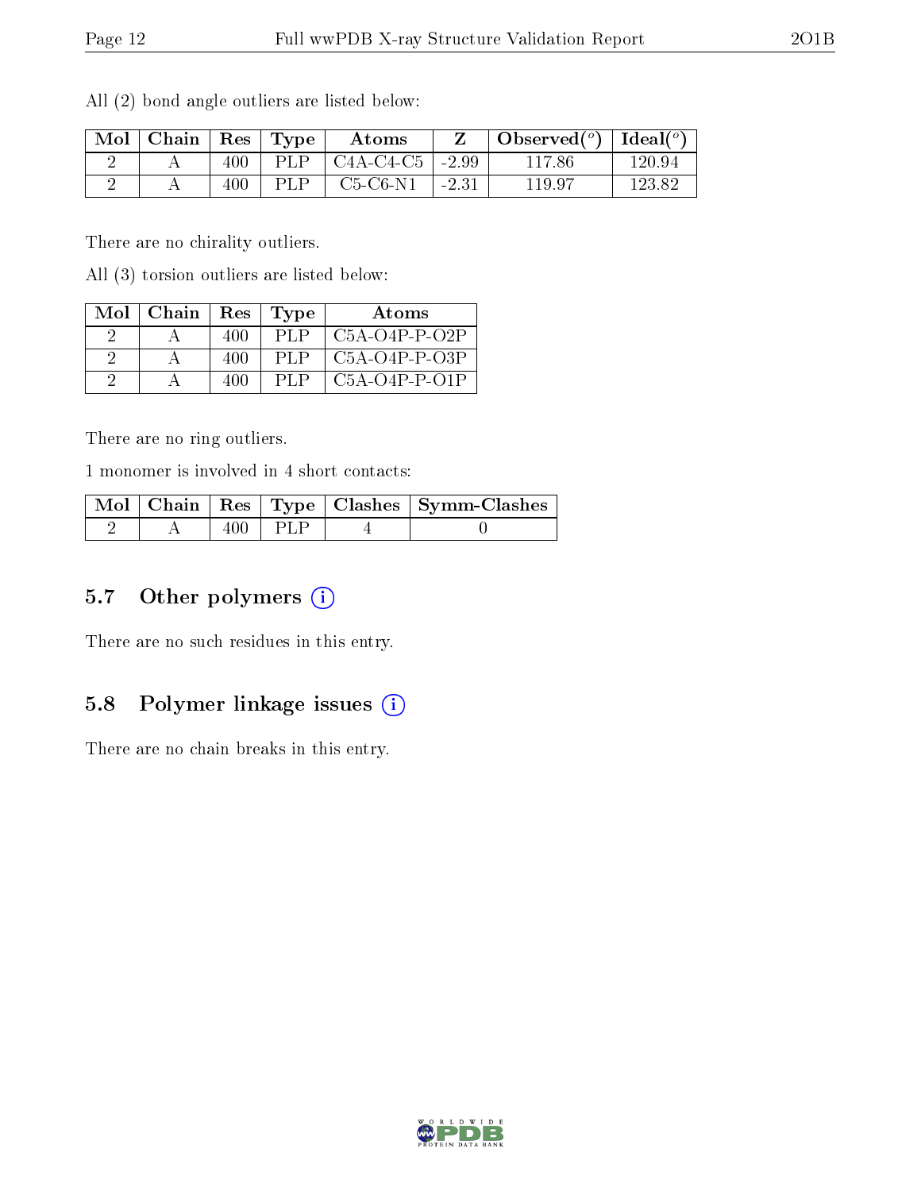All (2) bond angle outliers are listed below:

| Mol | Chain | Res | Type | Atoms | Z | Observed(°) | Ideal(°) |
|---|---|---|---|---|---|---|---|
| 2 | A | 400 | PLP | C4A-C4-C5 | -2.99 | 117.86 | 120.94 |
| 2 | A | 400 | PLP | C5-C6-N1 | -2.31 | 119.97 | 123.82 |

There are no chirality outliers.

All (3) torsion outliers are listed below:

| Mol | Chain | Res | Type | Atoms |
|---|---|---|---|---|
| 2 | A | 400 | PLP | C5A-O4P-P-O2P |
| 2 | A | 400 | PLP | C5A-O4P-P-O3P |
| 2 | A | 400 | PLP | C5A-O4P-P-O1P |

There are no ring outliers.

1 monomer is involved in 4 short contacts:

| Mol | Chain | Res | Type | Clashes | Symm-Clashes |
|---|---|---|---|---|---|
| 2 | A | 400 | PLP | 4 | 0 |

## 5.7 Other polymers

There are no such residues in this entry.

## 5.8 Polymer linkage issues

There are no chain breaks in this entry.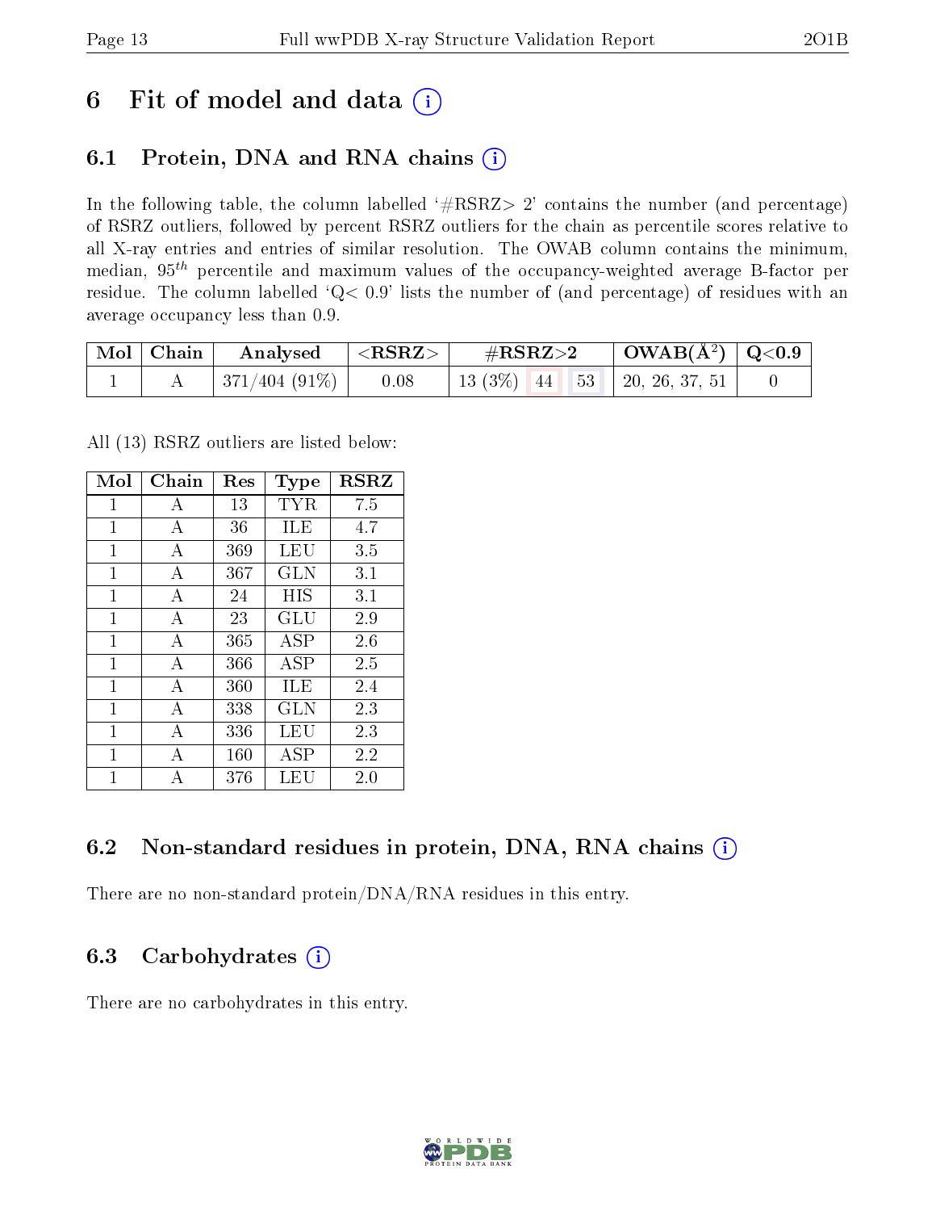# 6 Fit of model and data (i)

## 6.1 Protein, DNA and RNA chains (i)

In the following table, the column labelled '#RSRZ> 2' contains the number (and percentage) of RSRZ outliers, followed by percent RSRZ outliers for the chain as percentile scores relative to all X-ray entries and entries of similar resolution. The OWAB column contains the minimum, median, $95^{th}$ percentile and maximum values of the occupancy-weighted average B-factor per residue. The column labelled 'Q< 0.9' lists the number of (and percentage) of residues with an average occupancy less than 0.9.

| Mol | Chain | Analysed | <RSRZ> | #RSRZ>2 | | | OWAB(Å$^2$) | Q<0.9 |
|---|---|---|---|---|---|---|---|---|
| 1 | A | 371/404 (91%) | 0.08 | 13 (3%) | 44 | 53 | 20, 26, 37, 51 | 0 |

All (13) RSRZ outliers are listed below:

| Mol | Chain | Res | Type | RSRZ |
|---|---|---|---|---|
| 1 | A | 13 | TYR | 7.5 |
| 1 | A | 36 | ILE | 4.7 |
| 1 | A | 369 | LEU | 3.5 |
| 1 | A | 367 | GLN | 3.1 |
| 1 | A | 24 | HIS | 3.1 |
| 1 | A | 23 | GLU | 2.9 |
| 1 | A | 365 | ASP | 2.6 |
| 1 | A | 366 | ASP | 2.5 |
| 1 | A | 360 | ILE | 2.4 |
| 1 | A | 338 | GLN | 2.3 |
| 1 | A | 336 | LEU | 2.3 |
| 1 | A | 160 | ASP | 2.2 |
| 1 | A | 376 | LEU | 2.0 |

## 6.2 Non-standard residues in protein, DNA, RNA chains (i)

There are no non-standard protein/DNA/RNA residues in this entry.

## 6.3 Carbohydrates (i)

There are no carbohydrates in this entry.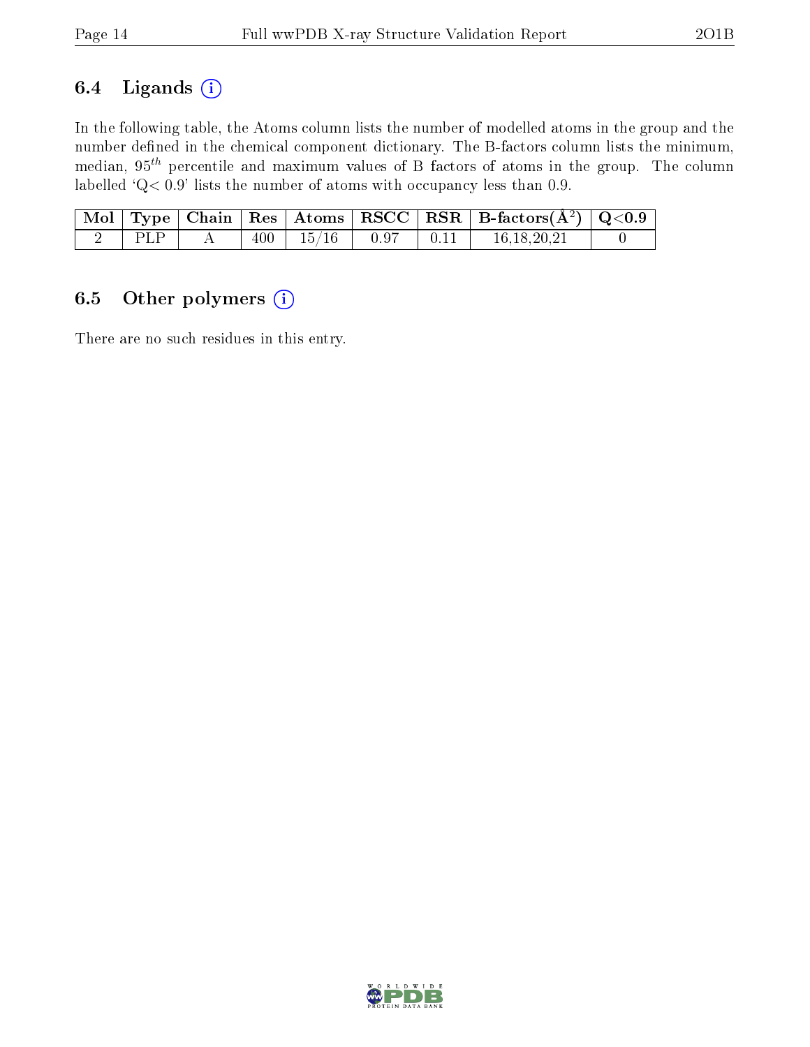## 6.4 Ligands (i)

In the following table, the Atoms column lists the number of modelled atoms in the group and the number defined in the chemical component dictionary. The B-factors column lists the minimum, median, $95^{th}$ percentile and maximum values of B factors of atoms in the group. The column labelled 'Q< 0.9' lists the number of atoms with occupancy less than 0.9.

| Mol | Type | Chain | Res | Atoms | RSCC | RSR | B-factors($Å^2$) | Q<0.9 |
|---|---|---|---|---|---|---|---|---|
| 2 | PLP | A | 400 | 15/16 | 0.97 | 0.11 | 16,18,20,21 | 0 |

## 6.5 Other polymers (i)

There are no such residues in this entry.